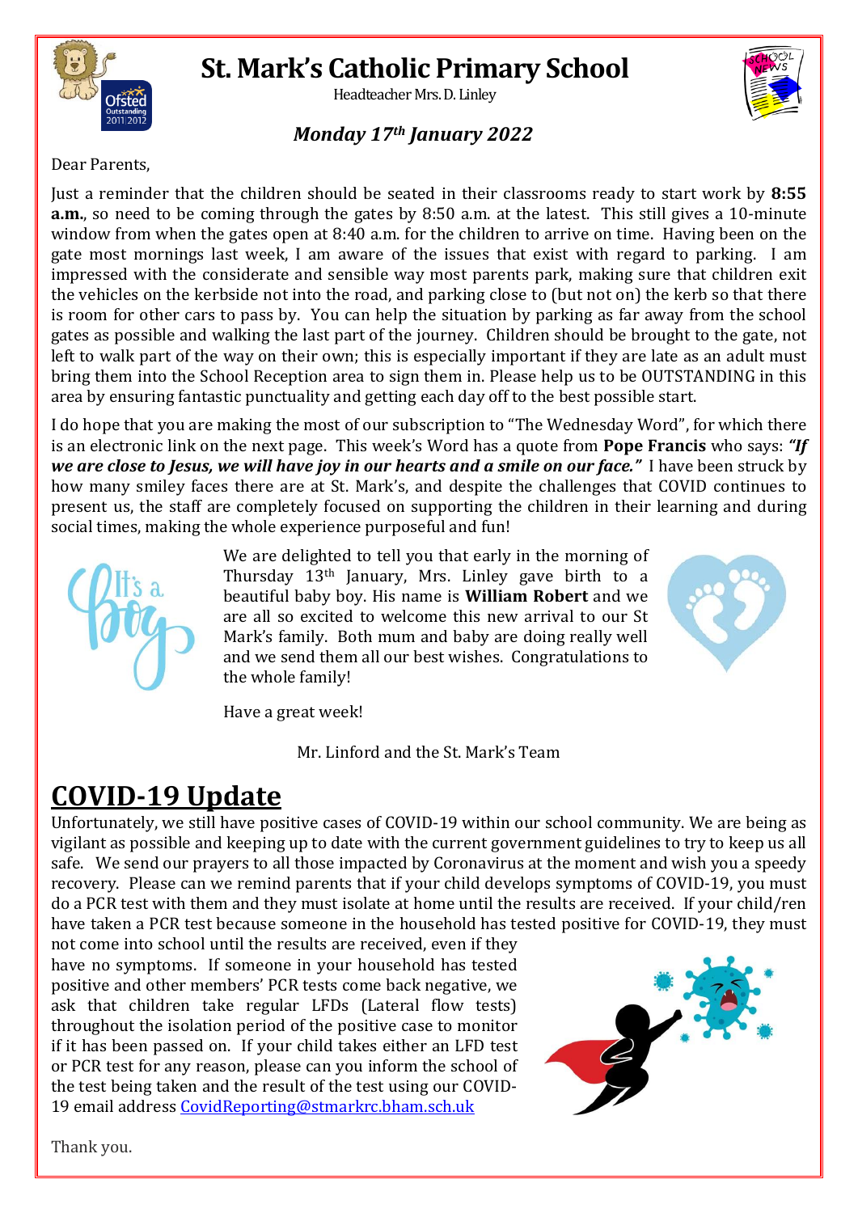# St. Mark's Catholic Primary School

Headteacher Mrs. D. Linley

***Monday 17th January 2022***

Dear Parents,

Just a reminder that the children should be seated in their classrooms ready to start work by **8:55 a.m.**, so need to be coming through the gates by 8:50 a.m. at the latest. This still gives a 10-minute window from when the gates open at 8:40 a.m. for the children to arrive on time. Having been on the gate most mornings last week, I am aware of the issues that exist with regard to parking. I am impressed with the considerate and sensible way most parents park, making sure that children exit the vehicles on the kerbside not into the road, and parking close to (but not on) the kerb so that there is room for other cars to pass by. You can help the situation by parking as far away from the school gates as possible and walking the last part of the journey. Children should be brought to the gate, not left to walk part of the way on their own; this is especially important if they are late as an adult must bring them into the School Reception area to sign them in. Please help us to be OUTSTANDING in this area by ensuring fantastic punctuality and getting each day off to the best possible start.

I do hope that you are making the most of our subscription to "The Wednesday Word", for which there is an electronic link on the next page. This week's Word has a quote from **Pope Francis** who says: ***"If we are close to Jesus, we will have joy in our hearts and a smile on our face."*** I have been struck by how many smiley faces there are at St. Mark's, and despite the challenges that COVID continues to present us, the staff are completely focused on supporting the children in their learning and during social times, making the whole experience purposeful and fun!

We are delighted to tell you that early in the morning of Thursday 13th January, Mrs. Linley gave birth to a beautiful baby boy. His name is **William Robert** and we are all so excited to welcome this new arrival to our St Mark's family. Both mum and baby are doing really well and we send them all our best wishes. Congratulations to the whole family!

Have a great week!

Mr. Linford and the St. Mark's Team

## COVID-19 Update

Unfortunately, we still have positive cases of COVID-19 within our school community. We are being as vigilant as possible and keeping up to date with the current government guidelines to try to keep us all safe. We send our prayers to all those impacted by Coronavirus at the moment and wish you a speedy recovery. Please can we remind parents that if your child develops symptoms of COVID-19, you must do a PCR test with them and they must isolate at home until the results are received. If your child/ren have taken a PCR test because someone in the household has tested positive for COVID-19, they must not come into school until the results are received, even if they have no symptoms. If someone in your household has tested positive and other members' PCR tests come back negative, we ask that children take regular LFDs (Lateral flow tests) throughout the isolation period of the positive case to monitor if it has been passed on. If your child takes either an LFD test or PCR test for any reason, please can you inform the school of the test being taken and the result of the test using our COVID-19 email address CovidReporting@stmarkrc.bham.sch.uk

Thank you.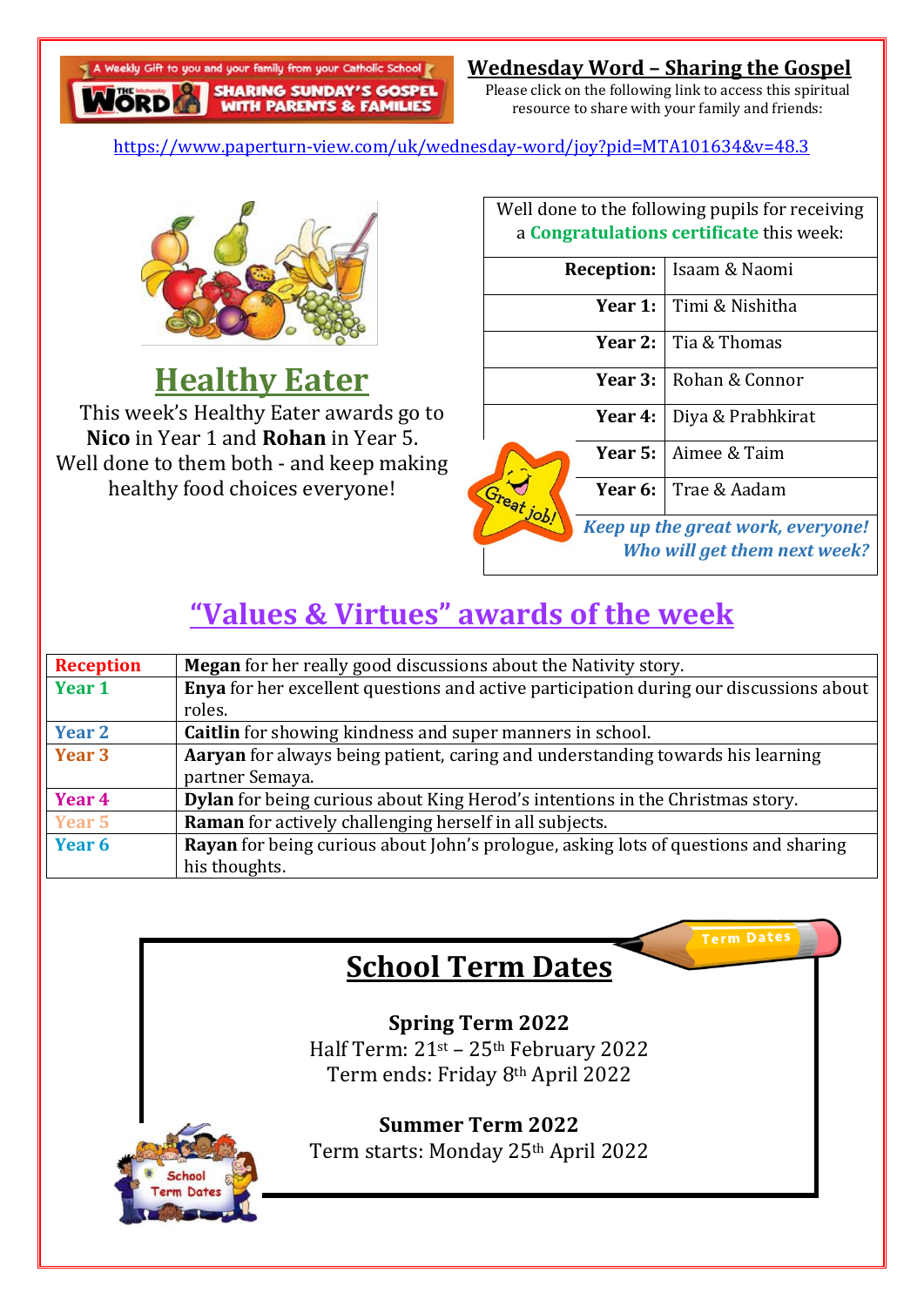## Wednesday Word – Sharing the Gospel

Please click on the following link to access this spiritual resource to share with your family and friends:

https://www.paperturn-view.com/uk/wednesday-word/joy?pid=MTA101634&v=48.3

## Healthy Eater

This week's Healthy Eater awards go to **Nico** in Year 1 and **Rohan** in Year 5. Well done to them both - and keep making healthy food choices everyone!

Well done to the following pupils for receiving a **Congratulations certificate** this week:

| | |
|---|---|
| **Reception:** | Isaam & Naomi |
| **Year 1:** | Timi & Nishitha |
| **Year 2:** | Tia & Thomas |
| **Year 3:** | Rohan & Connor |
| **Year 4:** | Diya & Prabhkirat |
| **Year 5:** | Aimee & Taim |
| **Year 6:** | Trae & Aadam |

***Keep up the great work, everyone! Who will get them next week?***

## "Values & Virtues" awards of the week

| | |
|---|---|
| Reception | **Megan** for her really good discussions about the Nativity story. |
| Year 1 | **Enya** for her excellent questions and active participation during our discussions about roles. |
| Year 2 | **Caitlin** for showing kindness and super manners in school. |
| Year 3 | **Aaryan** for always being patient, caring and understanding towards his learning partner Semaya. |
| Year 4 | **Dylan** for being curious about King Herod's intentions in the Christmas story. |
| Year 5 | **Raman** for actively challenging herself in all subjects. |
| Year 6 | **Rayan** for being curious about John's prologue, asking lots of questions and sharing his thoughts. |

## School Term Dates

**Spring Term 2022**
Half Term: 21st – 25th February 2022
Term ends: Friday 8th April 2022

**Summer Term 2022**
Term starts: Monday 25th April 2022